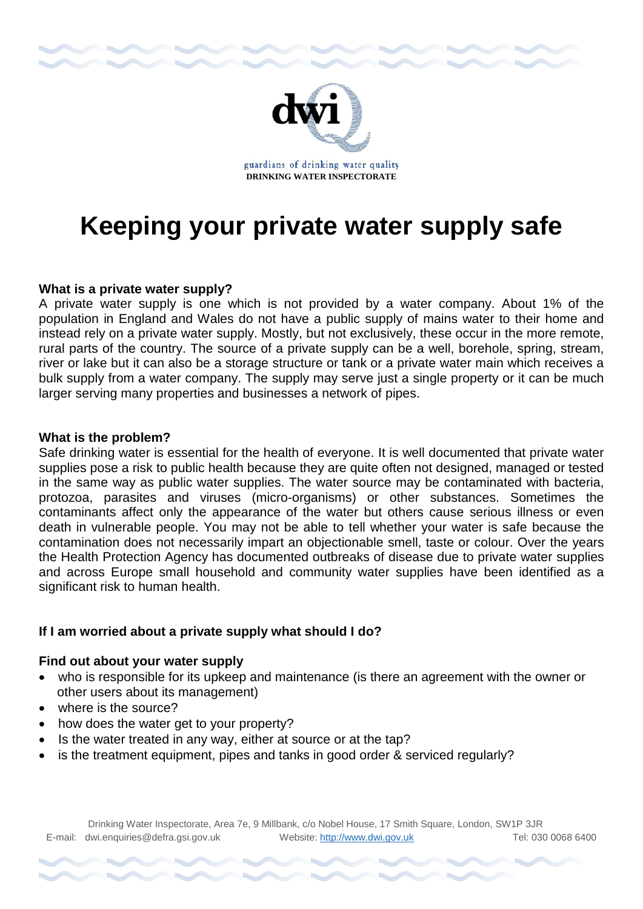guardians of drinking water quality
**DRINKING WATER INSPECTORATE**

# Keeping your private water supply safe

### What is a private water supply?

A private water supply is one which is not provided by a water company. About 1% of the population in England and Wales do not have a public supply of mains water to their home and instead rely on a private water supply. Mostly, but not exclusively, these occur in the more remote, rural parts of the country. The source of a private supply can be a well, borehole, spring, stream, river or lake but it can also be a storage structure or tank or a private water main which receives a bulk supply from a water company. The supply may serve just a single property or it can be much larger serving many properties and businesses a network of pipes.

### What is the problem?

Safe drinking water is essential for the health of everyone. It is well documented that private water supplies pose a risk to public health because they are quite often not designed, managed or tested in the same way as public water supplies. The water source may be contaminated with bacteria, protozoa, parasites and viruses (micro-organisms) or other substances. Sometimes the contaminants affect only the appearance of the water but others cause serious illness or even death in vulnerable people. You may not be able to tell whether your water is safe because the contamination does not necessarily impart an objectionable smell, taste or colour. Over the years the Health Protection Agency has documented outbreaks of disease due to private water supplies and across Europe small household and community water supplies have been identified as a significant risk to human health.

### If I am worried about a private supply what should I do?

### Find out about your water supply

- who is responsible for its upkeep and maintenance (is there an agreement with the owner or other users about its management)
- where is the source?
- how does the water get to your property?
- Is the water treated in any way, either at source or at the tap?
- is the treatment equipment, pipes and tanks in good order & serviced regularly?

Drinking Water Inspectorate, Area 7e, 9 Millbank, c/o Nobel House, 17 Smith Square, London, SW1P 3JR
E-mail: dwi.enquiries@defra.gsi.gov.uk Website: http://www.dwi.gov.uk Tel: 030 0068 6400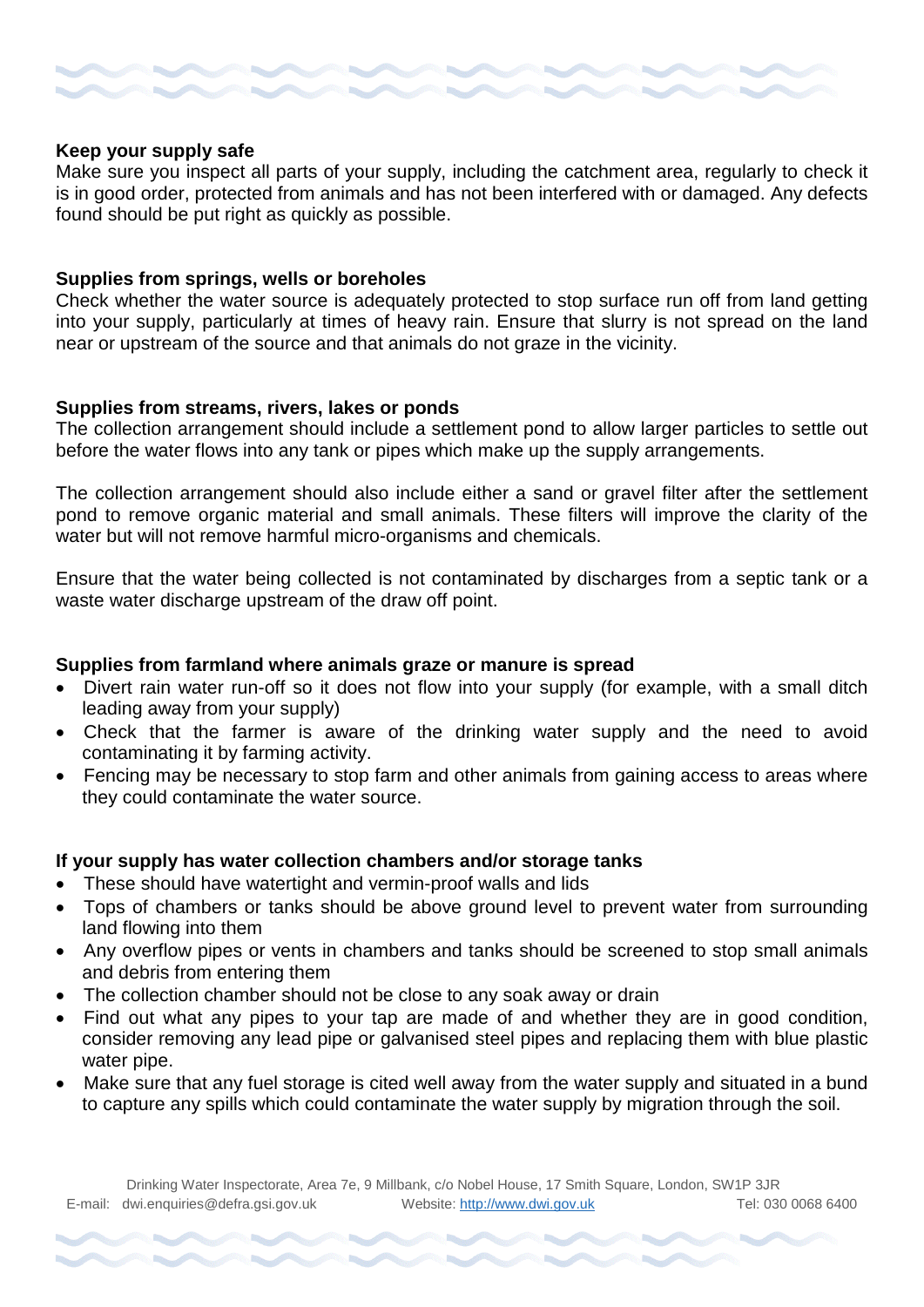**Keep your supply safe**

Make sure you inspect all parts of your supply, including the catchment area, regularly to check it is in good order, protected from animals and has not been interfered with or damaged. Any defects found should be put right as quickly as possible.

**Supplies from springs, wells or boreholes**

Check whether the water source is adequately protected to stop surface run off from land getting into your supply, particularly at times of heavy rain. Ensure that slurry is not spread on the land near or upstream of the source and that animals do not graze in the vicinity.

**Supplies from streams, rivers, lakes or ponds**

The collection arrangement should include a settlement pond to allow larger particles to settle out before the water flows into any tank or pipes which make up the supply arrangements.

The collection arrangement should also include either a sand or gravel filter after the settlement pond to remove organic material and small animals. These filters will improve the clarity of the water but will not remove harmful micro-organisms and chemicals.

Ensure that the water being collected is not contaminated by discharges from a septic tank or a waste water discharge upstream of the draw off point.

**Supplies from farmland where animals graze or manure is spread**

- Divert rain water run-off so it does not flow into your supply (for example, with a small ditch leading away from your supply)
- Check that the farmer is aware of the drinking water supply and the need to avoid contaminating it by farming activity.
- Fencing may be necessary to stop farm and other animals from gaining access to areas where they could contaminate the water source.

**If your supply has water collection chambers and/or storage tanks**

- These should have watertight and vermin-proof walls and lids
- Tops of chambers or tanks should be above ground level to prevent water from surrounding land flowing into them
- Any overflow pipes or vents in chambers and tanks should be screened to stop small animals and debris from entering them
- The collection chamber should not be close to any soak away or drain
- Find out what any pipes to your tap are made of and whether they are in good condition, consider removing any lead pipe or galvanised steel pipes and replacing them with blue plastic water pipe.
- Make sure that any fuel storage is cited well away from the water supply and situated in a bund to capture any spills which could contaminate the water supply by migration through the soil.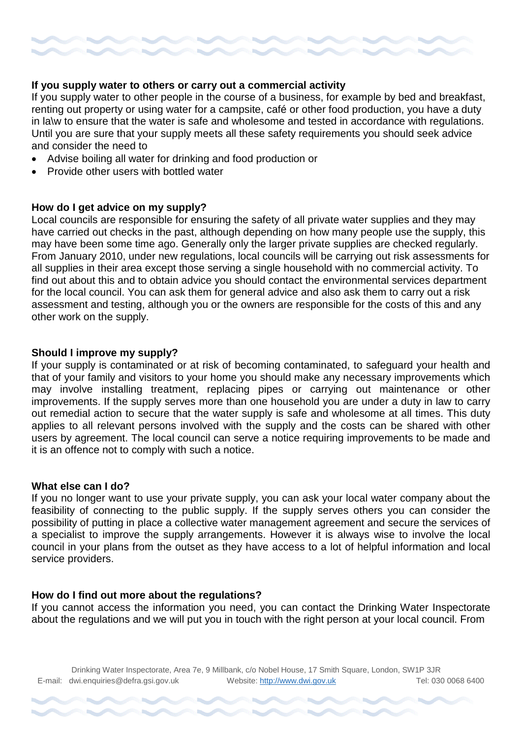**If you supply water to others or carry out a commercial activity**

If you supply water to other people in the course of a business, for example by bed and breakfast, renting out property or using water for a campsite, café or other food production, you have a duty in la\w to ensure that the water is safe and wholesome and tested in accordance with regulations. Until you are sure that your supply meets all these safety requirements you should seek advice and consider the need to

- Advise boiling all water for drinking and food production or
- Provide other users with bottled water

**How do I get advice on my supply?**

Local councils are responsible for ensuring the safety of all private water supplies and they may have carried out checks in the past, although depending on how many people use the supply, this may have been some time ago. Generally only the larger private supplies are checked regularly. From January 2010, under new regulations, local councils will be carrying out risk assessments for all supplies in their area except those serving a single household with no commercial activity. To find out about this and to obtain advice you should contact the environmental services department for the local council. You can ask them for general advice and also ask them to carry out a risk assessment and testing, although you or the owners are responsible for the costs of this and any other work on the supply.

**Should I improve my supply?**

If your supply is contaminated or at risk of becoming contaminated, to safeguard your health and that of your family and visitors to your home you should make any necessary improvements which may involve installing treatment, replacing pipes or carrying out maintenance or other improvements. If the supply serves more than one household you are under a duty in law to carry out remedial action to secure that the water supply is safe and wholesome at all times. This duty applies to all relevant persons involved with the supply and the costs can be shared with other users by agreement. The local council can serve a notice requiring improvements to be made and it is an offence not to comply with such a notice.

**What else can I do?**

If you no longer want to use your private supply, you can ask your local water company about the feasibility of connecting to the public supply. If the supply serves others you can consider the possibility of putting in place a collective water management agreement and secure the services of a specialist to improve the supply arrangements. However it is always wise to involve the local council in your plans from the outset as they have access to a lot of helpful information and local service providers.

**How do I find out more about the regulations?**

If you cannot access the information you need, you can contact the Drinking Water Inspectorate about the regulations and we will put you in touch with the right person at your local council. From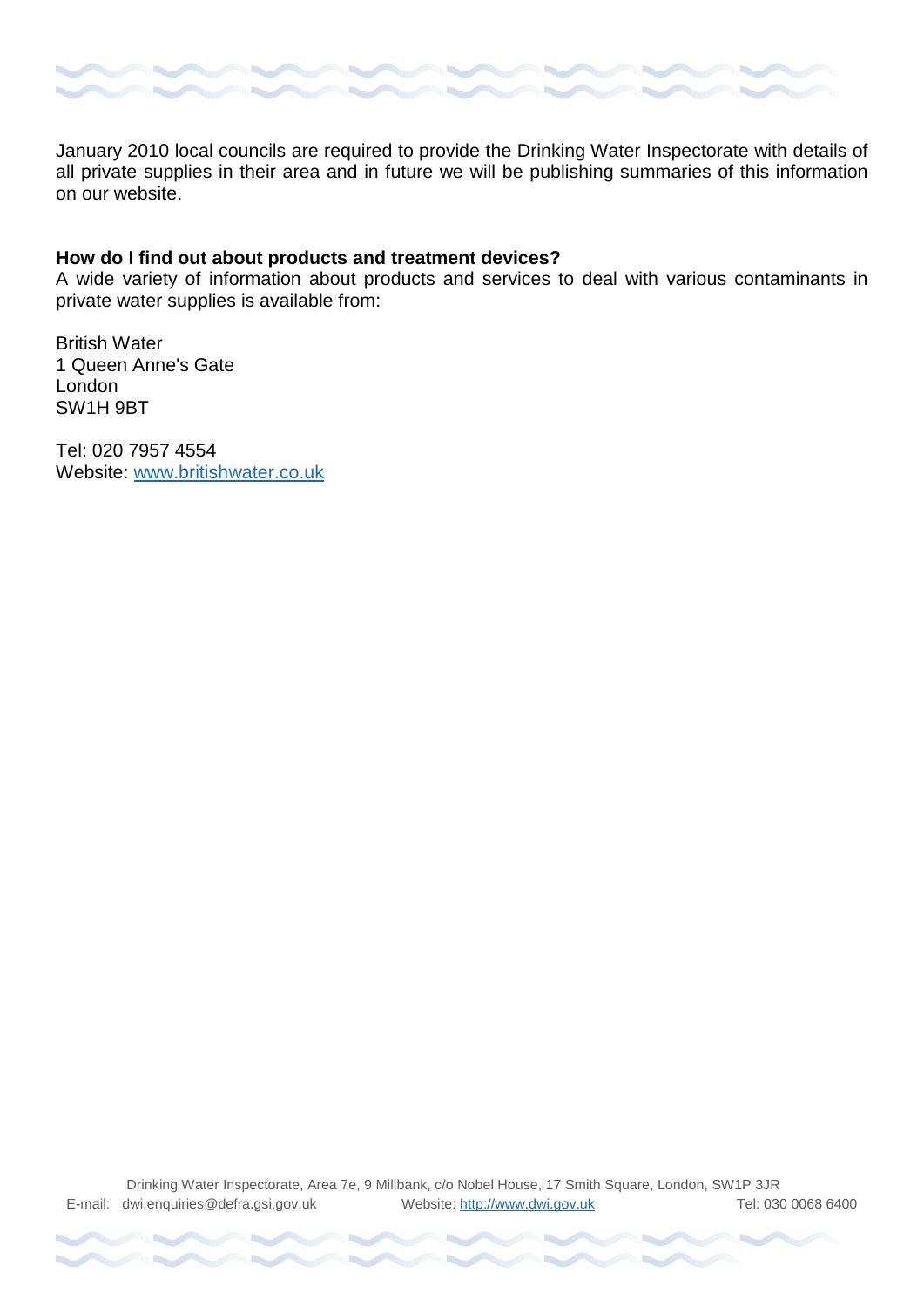January 2010 local councils are required to provide the Drinking Water Inspectorate with details of all private supplies in their area and in future we will be publishing summaries of this information on our website.

**How do I find out about products and treatment devices?**

A wide variety of information about products and services to deal with various contaminants in private water supplies is available from:

British Water
1 Queen Anne's Gate
London
SW1H 9BT

Tel: 020 7957 4554
Website: www.britishwater.co.uk